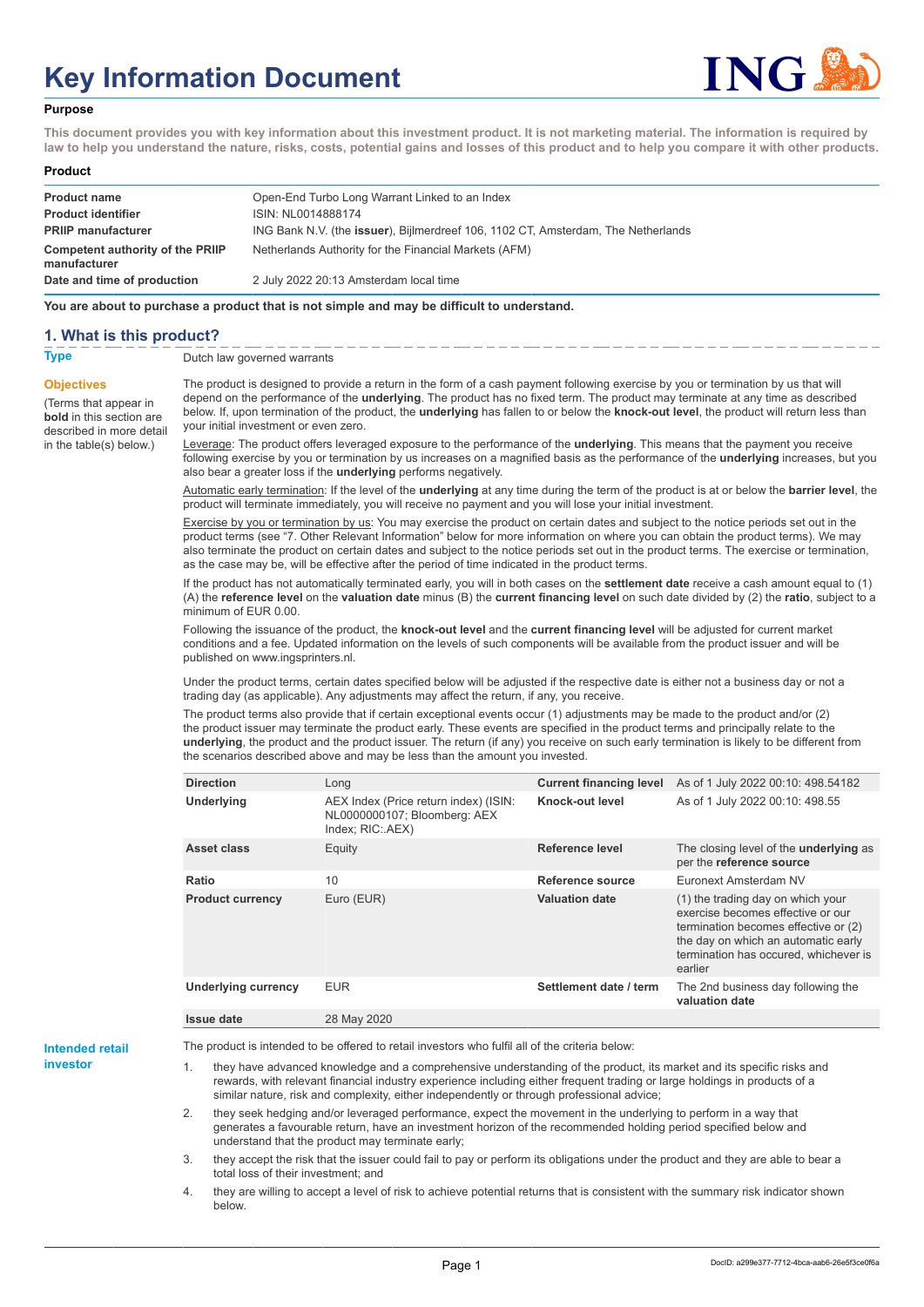# Key Information Document

## Purpose

**This document provides you with key information about this investment product. It is not marketing material. The information is required by law to help you understand the nature, risks, costs, potential gains and losses of this product and to help you compare it with other products.**

## Product

| | |
|---|---|
| **Product name** | Open-End Turbo Long Warrant Linked to an Index |
| **Product identifier** | ISIN: NL0014888174 |
| **PRIIP manufacturer** | ING Bank N.V. (the **issuer**), Bijlmerdreef 106, 1102 CT, Amsterdam, The Netherlands |
| **Competent authority of the PRIIP manufacturer** | Netherlands Authority for the Financial Markets (AFM) |
| **Date and time of production** | 2 July 2022 20:13 Amsterdam local time |

**You are about to purchase a product that is not simple and may be difficult to understand.**

## 1. What is this product?

**Type**

Dutch law governed warrants

**Objectives**

(Terms that appear in **bold** in this section are described in more detail in the table(s) below.)

The product is designed to provide a return in the form of a cash payment following exercise by you or termination by us that will depend on the performance of the **underlying**. The product has no fixed term. The product may terminate at any time as described below. If, upon termination of the product, the **underlying** has fallen to or below the **knock-out level**, the product will return less than your initial investment or even zero.

Leverage: The product offers leveraged exposure to the performance of the **underlying**. This means that the payment you receive following exercise by you or termination by us increases on a magnified basis as the performance of the **underlying** increases, but you also bear a greater loss if the **underlying** performs negatively.

Automatic early termination: If the level of the **underlying** at any time during the term of the product is at or below the **barrier level**, the product will terminate immediately, you will receive no payment and you will lose your initial investment.

Exercise by you or termination by us: You may exercise the product on certain dates and subject to the notice periods set out in the product terms (see "7. Other Relevant Information" below for more information on where you can obtain the product terms). We may also terminate the product on certain dates and subject to the notice periods set out in the product terms. The exercise or termination, as the case may be, will be effective after the period of time indicated in the product terms.

If the product has not automatically terminated early, you will in both cases on the **settlement date** receive a cash amount equal to (1) (A) the **reference level** on the **valuation date** minus (B) the **current financing level** on such date divided by (2) the **ratio**, subject to a minimum of EUR 0.00.

Following the issuance of the product, the **knock-out level** and the **current financing level** will be adjusted for current market conditions and a fee. Updated information on the levels of such components will be available from the product issuer and will be published on www.ingsprinters.nl.

Under the product terms, certain dates specified below will be adjusted if the respective date is either not a business day or not a trading day (as applicable). Any adjustments may affect the return, if any, you receive.

The product terms also provide that if certain exceptional events occur (1) adjustments may be made to the product and/or (2) the product issuer may terminate the product early. These events are specified in the product terms and principally relate to the **underlying**, the product and the product issuer. The return (if any) you receive on such early termination is likely to be different from the scenarios described above and may be less than the amount you invested.

| | | | |
|---|---|---|---|
| **Direction** | Long | **Current financing level** | As of 1 July 2022 00:10: 498.54182 |
| **Underlying** | AEX Index (Price return index) (ISIN: NL0000000107; Bloomberg: AEX Index; RIC:.AEX) | **Knock-out level** | As of 1 July 2022 00:10: 498.55 |
| **Asset class** | Equity | **Reference level** | The closing level of the **underlying** as per the **reference source** |
| **Ratio** | 10 | **Reference source** | Euronext Amsterdam NV |
| **Product currency** | Euro (EUR) | **Valuation date** | (1) the trading day on which your exercise becomes effective or our termination becomes effective or (2) the day on which an automatic early termination has occured, whichever is earlier |
| **Underlying currency** | EUR | **Settlement date / term** | The 2nd business day following the **valuation date** |
| **Issue date** | 28 May 2020 | | |

**Intended retail investor**

The product is intended to be offered to retail investors who fulfil all of the criteria below:

1. they have advanced knowledge and a comprehensive understanding of the product, its market and its specific risks and rewards, with relevant financial industry experience including either frequent trading or large holdings in products of a similar nature, risk and complexity, either independently or through professional advice;
2. they seek hedging and/or leveraged performance, expect the movement in the underlying to perform in a way that generates a favourable return, have an investment horizon of the recommended holding period specified below and understand that the product may terminate early;
3. they accept the risk that the issuer could fail to pay or perform its obligations under the product and they are able to bear a total loss of their investment; and
4. they are willing to accept a level of risk to achieve potential returns that is consistent with the summary risk indicator shown below.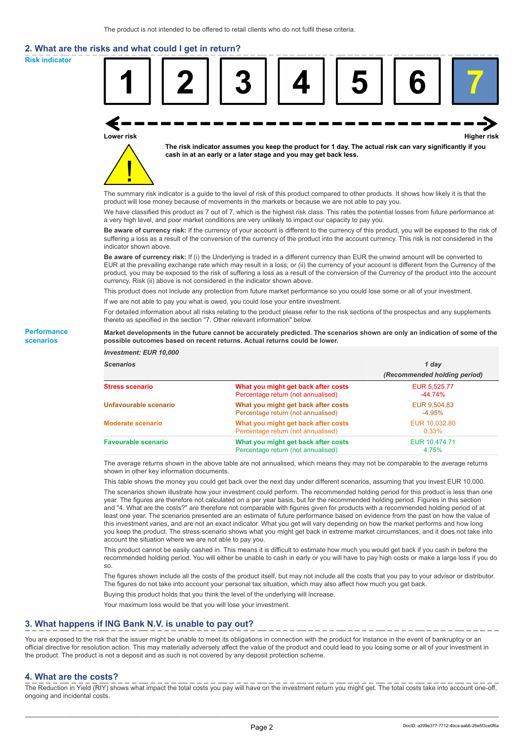The product is not intended to be offered to retail clients who do not fulfil these criteria.

## 2. What are the risks and what could I get in return?

**Risk indicator**

| 1 | 2 | 3 | 4 | 5 | 6 | **7** |
|---|---|---|---|---|---|---|

Lower risk — Higher risk

**The risk indicator assumes you keep the product for 1 day. The actual risk can vary significantly if you cash in at an early or a later stage and you may get back less.**

The summary risk indicator is a guide to the level of risk of this product compared to other products. It shows how likely it is that the product will lose money because of movements in the markets or because we are not able to pay you.

We have classified this product as 7 out of 7, which is the highest risk class. This rates the potential losses from future performance at a very high level, and poor market conditions are very unlikely to impact our capacity to pay you.

**Be aware of currency risk:** If the currency of your account is different to the currency of this product, you will be exposed to the risk of suffering a loss as a result of the conversion of the currency of the product into the account currency. This risk is not considered in the indicator shown above.

**Be aware of currency risk:** If (i) the Underlying is traded in a different currency than EUR the unwind amount will be converted to EUR at the prevailing exchange rate which may result in a loss; or (ii) the currency of your account is different from the Currency of the product, you may be exposed to the risk of suffering a loss as a result of the conversion of the Currency of the product into the account currency. Risk (ii) above is not considered in the indicator shown above.

This product does not include any protection from future market performance so you could lose some or all of your investment.

If we are not able to pay you what is owed, you could lose your entire investment.

For detailed information about all risks relating to the product please refer to the risk sections of the prospectus and any supplements thereto as specified in the section "7. Other relevant information" below.

**Performance scenarios**

**Market developments in the future cannot be accurately predicted. The scenarios shown are only an indication of some of the possible outcomes based on recent returns. Actual returns could be lower.**

*Investment: EUR 10,000*

| *Scenarios* | | *1 day (Recommended holding period)* |
|---|---|---|
| **Stress scenario** | **What you might get back after costs** | EUR 5,525.77 |
| | Percentage return (not annualised) | -44.74% |
| **Unfavourable scenario** | **What you might get back after costs** | EUR 9,504.83 |
| | Percentage return (not annualised) | -4.95% |
| **Moderate scenario** | **What you might get back after costs** | EUR 10,032.80 |
| | Percentage return (not annualised) | 0.33% |
| **Favourable scenario** | **What you might get back after costs** | EUR 10,474.71 |
| | Percentage return (not annualised) | 4.75% |

The average returns shown in the above table are not annualised, which means they may not be comparable to the average returns shown in other key information documents.

This table shows the money you could get back over the next day under different scenarios, assuming that you invest EUR 10,000.

The scenarios shown illustrate how your investment could perform. The recommended holding period for this product is less than one year. The figures are therefore not calculated on a per year basis, but for the recommended holding period. Figures in this section and "4. What are the costs?" are therefore not comparable with figures given for products with a recommended holding period of at least one year. The scenarios presented are an estimate of future performance based on evidence from the past on how the value of this investment varies, and are not an exact indicator. What you get will vary depending on how the market performs and how long you keep the product. The stress scenario shows what you might get back in extreme market circumstances, and it does not take into account the situation where we are not able to pay you.

This product cannot be easily cashed in. This means it is difficult to estimate how much you would get back if you cash in before the recommended holding period. You will either be unable to cash in early or you will have to pay high costs or make a large loss if you do so.

The figures shown include all the costs of the product itself, but may not include all the costs that you pay to your advisor or distributor. The figures do not take into account your personal tax situation, which may also affect how much you get back.

Buying this product holds that you think the level of the underlying will increase.

Your maximum loss would be that you will lose your investment.

## 3. What happens if ING Bank N.V. is unable to pay out?

You are exposed to the risk that the issuer might be unable to meet its obligations in connection with the product for instance in the event of bankruptcy or an official directive for resolution action. This may materially adversely affect the value of the product and could lead to you losing some or all of your investment in the product. The product is not a deposit and as such is not covered by any deposit protection scheme.

## 4. What are the costs?

The Reduction in Yield (RIY) shows what impact the total costs you pay will have on the investment return you might get. The total costs take into account one-off, ongoing and incidental costs.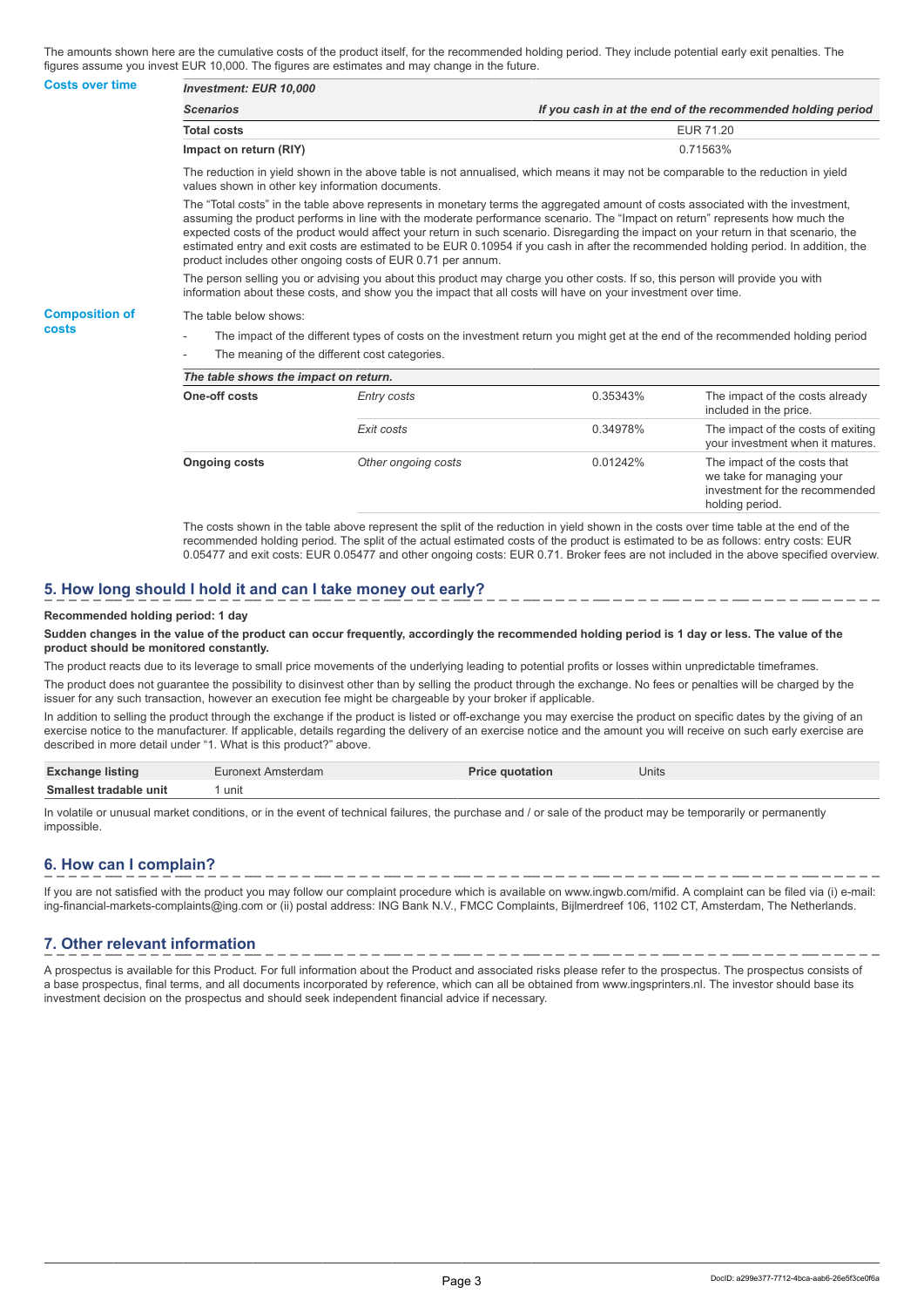The amounts shown here are the cumulative costs of the product itself, for the recommended holding period. They include potential early exit penalties. The figures assume you invest EUR 10,000. The figures are estimates and may change in the future.

**Costs over time**

| *Investment: EUR 10,000* | |
|---|---|
| ***Scenarios*** | ***If you cash in at the end of the recommended holding period*** |
| **Total costs** | EUR 71.20 |
| **Impact on return (RIY)** | 0.71563% |

The reduction in yield shown in the above table is not annualised, which means it may not be comparable to the reduction in yield values shown in other key information documents.

The "Total costs" in the table above represents in monetary terms the aggregated amount of costs associated with the investment, assuming the product performs in line with the moderate performance scenario. The "Impact on return" represents how much the expected costs of the product would affect your return in such scenario. Disregarding the impact on your return in that scenario, the estimated entry and exit costs are estimated to be EUR 0.10954 if you cash in after the recommended holding period. In addition, the product includes other ongoing costs of EUR 0.71 per annum.

The person selling you or advising you about this product may charge you other costs. If so, this person will provide you with information about these costs, and show you the impact that all costs will have on your investment over time.

**Composition of costs**

The table below shows:

- The impact of the different types of costs on the investment return you might get at the end of the recommended holding period
- The meaning of the different cost categories.

| *The table shows the impact on return.* | | | |
|---|---|---|---|
| **One-off costs** | *Entry costs* | 0.35343% | The impact of the costs already included in the price. |
| | *Exit costs* | 0.34978% | The impact of the costs of exiting your investment when it matures. |
| **Ongoing costs** | *Other ongoing costs* | 0.01242% | The impact of the costs that we take for managing your investment for the recommended holding period. |

The costs shown in the table above represent the split of the reduction in yield shown in the costs over time table at the end of the recommended holding period. The split of the actual estimated costs of the product is estimated to be as follows: entry costs: EUR 0.05477 and exit costs: EUR 0.05477 and other ongoing costs: EUR 0.71. Broker fees are not included in the above specified overview.

## 5. How long should I hold it and can I take money out early?

**Recommended holding period: 1 day**

**Sudden changes in the value of the product can occur frequently, accordingly the recommended holding period is 1 day or less. The value of the product should be monitored constantly.**

The product reacts due to its leverage to small price movements of the underlying leading to potential profits or losses within unpredictable timeframes.

The product does not guarantee the possibility to disinvest other than by selling the product through the exchange. No fees or penalties will be charged by the issuer for any such transaction, however an execution fee might be chargeable by your broker if applicable.

In addition to selling the product through the exchange if the product is listed or off-exchange you may exercise the product on specific dates by the giving of an exercise notice to the manufacturer. If applicable, details regarding the delivery of an exercise notice and the amount you will receive on such early exercise are described in more detail under "1. What is this product?" above.

| | | | |
|---|---|---|---|
| **Exchange listing** | Euronext Amsterdam | **Price quotation** | Units |
| **Smallest tradable unit** | 1 unit | | |

In volatile or unusual market conditions, or in the event of technical failures, the purchase and / or sale of the product may be temporarily or permanently impossible.

## 6. How can I complain?

If you are not satisfied with the product you may follow our complaint procedure which is available on www.ingwb.com/mifid. A complaint can be filed via (i) e-mail: ing-financial-markets-complaints@ing.com or (ii) postal address: ING Bank N.V., FMCC Complaints, Bijlmerdreef 106, 1102 CT, Amsterdam, The Netherlands.

## 7. Other relevant information

A prospectus is available for this Product. For full information about the Product and associated risks please refer to the prospectus. The prospectus consists of a base prospectus, final terms, and all documents incorporated by reference, which can all be obtained from www.ingsprinters.nl. The investor should base its investment decision on the prospectus and should seek independent financial advice if necessary.